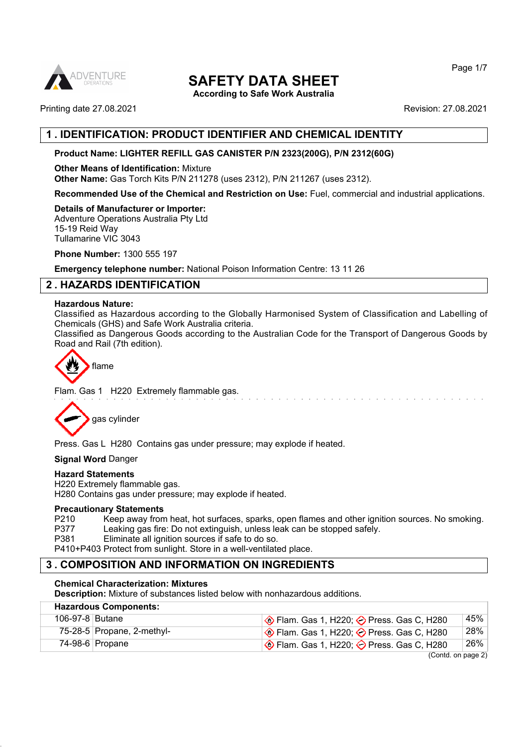# SAFETY DATA SHEET

**According to Safe Work Australia**

Printing date 27.08.2021 Revision: 27.08.2021

## 1 . IDENTIFICATION: PRODUCT IDENTIFIER AND CHEMICAL IDENTITY

**Product Name: LIGHTER REFILL GAS CANISTER P/N 2323(200G), P/N 2312(60G)**

**Other Means of Identification:** Mixture
**Other Name:** Gas Torch Kits P/N 211278 (uses 2312), P/N 211267 (uses 2312).

**Recommended Use of the Chemical and Restriction on Use:** Fuel, commercial and industrial applications.

**Details of Manufacturer or Importer:**
Adventure Operations Australia Pty Ltd
15-19 Reid Way
Tullamarine VIC 3043

**Phone Number:** 1300 555 197

**Emergency telephone number:** National Poison Information Centre: 13 11 26

## 2 . HAZARDS IDENTIFICATION

**Hazardous Nature:**
Classified as Hazardous according to the Globally Harmonised System of Classification and Labelling of Chemicals (GHS) and Safe Work Australia criteria.
Classified as Dangerous Goods according to the Australian Code for the Transport of Dangerous Goods by Road and Rail (7th edition).

flame

Flam. Gas 1 H220 Extremely flammable gas.

gas cylinder

Press. Gas L H280 Contains gas under pressure; may explode if heated.

**Signal Word** Danger

**Hazard Statements**
H220 Extremely flammable gas.
H280 Contains gas under pressure; may explode if heated.

**Precautionary Statements**
P210 Keep away from heat, hot surfaces, sparks, open flames and other ignition sources. No smoking.
P377 Leaking gas fire: Do not extinguish, unless leak can be stopped safely.
P381 Eliminate all ignition sources if safe to do so.
P410+P403 Protect from sunlight. Store in a well-ventilated place.

## 3 . COMPOSITION AND INFORMATION ON INGREDIENTS

**Chemical Characterization: Mixtures**
**Description:** Mixture of substances listed below with nonhazardous additions.

| Hazardous Components: | | | |
|---|---|---|---|
| 106-97-8 | Butane | Flam. Gas 1, H220; Press. Gas C, H280 | 45% |
| 75-28-5 | Propane, 2-methyl- | Flam. Gas 1, H220; Press. Gas C, H280 | 28% |
| 74-98-6 | Propane | Flam. Gas 1, H220; Press. Gas C, H280 | 26% |

(Contd. on page 2)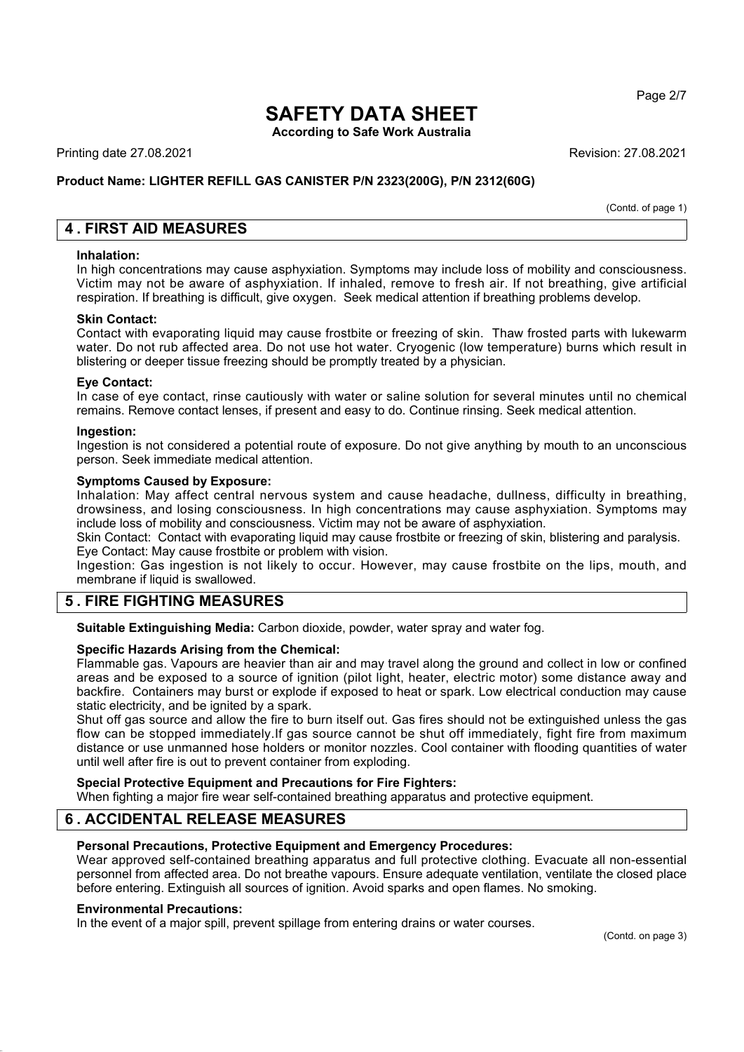(Contd. of page 1)

## 4 . FIRST AID MEASURES

**Inhalation:**
In high concentrations may cause asphyxiation. Symptoms may include loss of mobility and consciousness. Victim may not be aware of asphyxiation. If inhaled, remove to fresh air. If not breathing, give artificial respiration. If breathing is difficult, give oxygen. Seek medical attention if breathing problems develop.

**Skin Contact:**
Contact with evaporating liquid may cause frostbite or freezing of skin. Thaw frosted parts with lukewarm water. Do not rub affected area. Do not use hot water. Cryogenic (low temperature) burns which result in blistering or deeper tissue freezing should be promptly treated by a physician.

**Eye Contact:**
In case of eye contact, rinse cautiously with water or saline solution for several minutes until no chemical remains. Remove contact lenses, if present and easy to do. Continue rinsing. Seek medical attention.

**Ingestion:**
Ingestion is not considered a potential route of exposure. Do not give anything by mouth to an unconscious person. Seek immediate medical attention.

**Symptoms Caused by Exposure:**
Inhalation: May affect central nervous system and cause headache, dullness, difficulty in breathing, drowsiness, and losing consciousness. In high concentrations may cause asphyxiation. Symptoms may include loss of mobility and consciousness. Victim may not be aware of asphyxiation.
Skin Contact: Contact with evaporating liquid may cause frostbite or freezing of skin, blistering and paralysis.
Eye Contact: May cause frostbite or problem with vision.
Ingestion: Gas ingestion is not likely to occur. However, may cause frostbite on the lips, mouth, and membrane if liquid is swallowed.

## 5 . FIRE FIGHTING MEASURES

**Suitable Extinguishing Media:** Carbon dioxide, powder, water spray and water fog.

**Specific Hazards Arising from the Chemical:**
Flammable gas. Vapours are heavier than air and may travel along the ground and collect in low or confined areas and be exposed to a source of ignition (pilot light, heater, electric motor) some distance away and backfire. Containers may burst or explode if exposed to heat or spark. Low electrical conduction may cause static electricity, and be ignited by a spark.
Shut off gas source and allow the fire to burn itself out. Gas fires should not be extinguished unless the gas flow can be stopped immediately.If gas source cannot be shut off immediately, fight fire from maximum distance or use unmanned hose holders or monitor nozzles. Cool container with flooding quantities of water until well after fire is out to prevent container from exploding.

**Special Protective Equipment and Precautions for Fire Fighters:**
When fighting a major fire wear self-contained breathing apparatus and protective equipment.

## 6 . ACCIDENTAL RELEASE MEASURES

**Personal Precautions, Protective Equipment and Emergency Procedures:**
Wear approved self-contained breathing apparatus and full protective clothing. Evacuate all non-essential personnel from affected area. Do not breathe vapours. Ensure adequate ventilation, ventilate the closed place before entering. Extinguish all sources of ignition. Avoid sparks and open flames. No smoking.

**Environmental Precautions:**
In the event of a major spill, prevent spillage from entering drains or water courses.

(Contd. on page 3)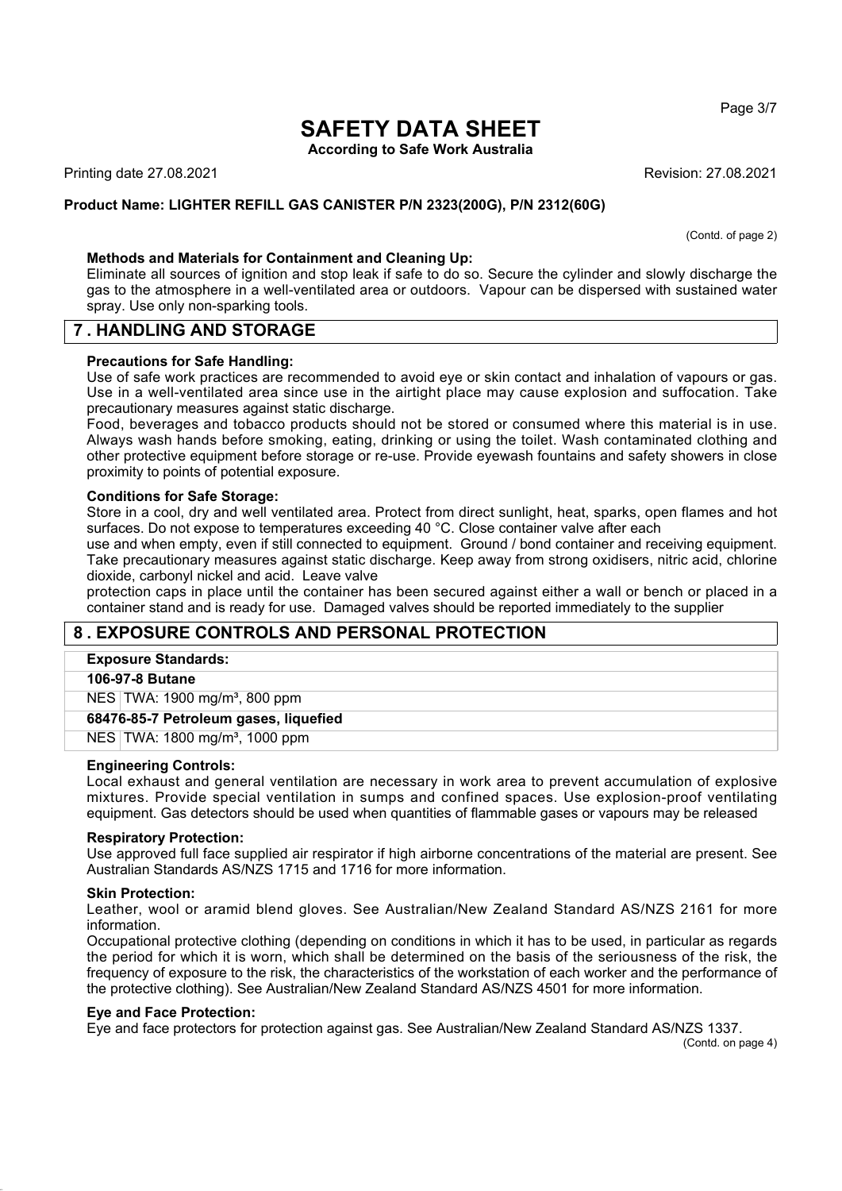(Contd. of page 2)

**Methods and Materials for Containment and Cleaning Up:**

Eliminate all sources of ignition and stop leak if safe to do so. Secure the cylinder and slowly discharge the gas to the atmosphere in a well-ventilated area or outdoors. Vapour can be dispersed with sustained water spray. Use only non-sparking tools.

## 7 . HANDLING AND STORAGE

**Precautions for Safe Handling:**

Use of safe work practices are recommended to avoid eye or skin contact and inhalation of vapours or gas. Use in a well-ventilated area since use in the airtight place may cause explosion and suffocation. Take precautionary measures against static discharge.

Food, beverages and tobacco products should not be stored or consumed where this material is in use. Always wash hands before smoking, eating, drinking or using the toilet. Wash contaminated clothing and other protective equipment before storage or re-use. Provide eyewash fountains and safety showers in close proximity to points of potential exposure.

**Conditions for Safe Storage:**

Store in a cool, dry and well ventilated area. Protect from direct sunlight, heat, sparks, open flames and hot surfaces. Do not expose to temperatures exceeding 40 °C. Close container valve after each use and when empty, even if still connected to equipment. Ground / bond container and receiving equipment. Take precautionary measures against static discharge. Keep away from strong oxidisers, nitric acid, chlorine dioxide, carbonyl nickel and acid. Leave valve protection caps in place until the container has been secured against either a wall or bench or placed in a container stand and is ready for use. Damaged valves should be reported immediately to the supplier

## 8 . EXPOSURE CONTROLS AND PERSONAL PROTECTION

| | |
|---|---|
| **Exposure Standards:** | |
| **106-97-8 Butane** | |
| NES | TWA: 1900 mg/m³, 800 ppm |
| **68476-85-7 Petroleum gases, liquefied** | |
| NES | TWA: 1800 mg/m³, 1000 ppm |

**Engineering Controls:**

Local exhaust and general ventilation are necessary in work area to prevent accumulation of explosive mixtures. Provide special ventilation in sumps and confined spaces. Use explosion-proof ventilating equipment. Gas detectors should be used when quantities of flammable gases or vapours may be released

**Respiratory Protection:**

Use approved full face supplied air respirator if high airborne concentrations of the material are present. See Australian Standards AS/NZS 1715 and 1716 for more information.

**Skin Protection:**

Leather, wool or aramid blend gloves. See Australian/New Zealand Standard AS/NZS 2161 for more information.

Occupational protective clothing (depending on conditions in which it has to be used, in particular as regards the period for which it is worn, which shall be determined on the basis of the seriousness of the risk, the frequency of exposure to the risk, the characteristics of the workstation of each worker and the performance of the protective clothing). See Australian/New Zealand Standard AS/NZS 4501 for more information.

**Eye and Face Protection:**

Eye and face protectors for protection against gas. See Australian/New Zealand Standard AS/NZS 1337.

(Contd. on page 4)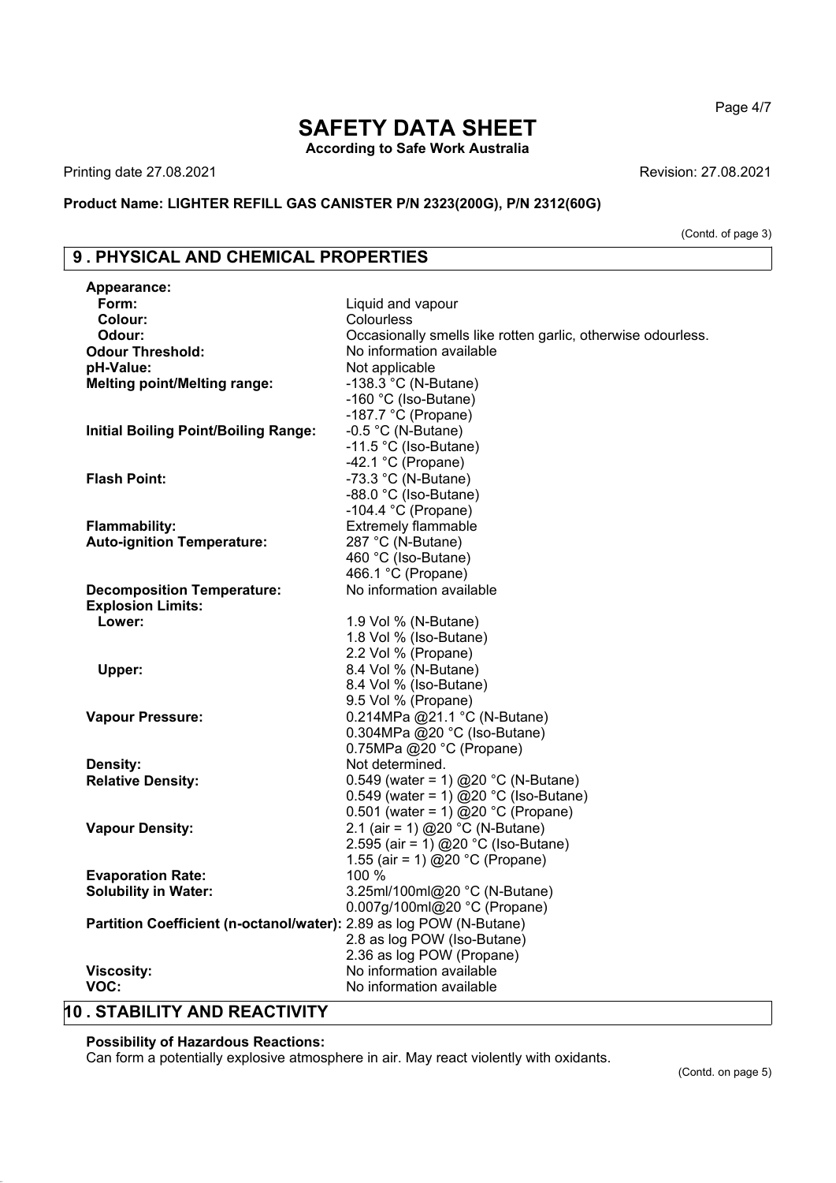# SAFETY DATA SHEET

**According to Safe Work Australia**

Printing date 27.08.2021 Revision: 27.08.2021

**Product Name: LIGHTER REFILL GAS CANISTER P/N 2323(200G), P/N 2312(60G)**

(Contd. of page 3)

## 9 . PHYSICAL AND CHEMICAL PROPERTIES

| | |
|---|---|
| **Appearance:** | |
| **Form:** | Liquid and vapour |
| **Colour:** | Colourless |
| **Odour:** | Occasionally smells like rotten garlic, otherwise odourless. |
| **Odour Threshold:** | No information available |
| **pH-Value:** | Not applicable |
| **Melting point/Melting range:** | -138.3 °C (N-Butane)<br>-160 °C (Iso-Butane)<br>-187.7 °C (Propane) |
| **Initial Boiling Point/Boiling Range:** | -0.5 °C (N-Butane)<br>-11.5 °C (Iso-Butane)<br>-42.1 °C (Propane) |
| **Flash Point:** | -73.3 °C (N-Butane)<br>-88.0 °C (Iso-Butane)<br>-104.4 °C (Propane) |
| **Flammability:** | Extremely flammable |
| **Auto-ignition Temperature:** | 287 °C (N-Butane)<br>460 °C (Iso-Butane)<br>466.1 °C (Propane) |
| **Decomposition Temperature:** | No information available |
| **Explosion Limits:** | |
| **Lower:** | 1.9 Vol % (N-Butane)<br>1.8 Vol % (Iso-Butane)<br>2.2 Vol % (Propane) |
| **Upper:** | 8.4 Vol % (N-Butane)<br>8.4 Vol % (Iso-Butane)<br>9.5 Vol % (Propane) |
| **Vapour Pressure:** | 0.214MPa @21.1 °C (N-Butane)<br>0.304MPa @20 °C (Iso-Butane)<br>0.75MPa @20 °C (Propane) |
| **Density:** | Not determined. |
| **Relative Density:** | 0.549 (water = 1) @20 °C (N-Butane)<br>0.549 (water = 1) @20 °C (Iso-Butane)<br>0.501 (water = 1) @20 °C (Propane) |
| **Vapour Density:** | 2.1 (air = 1) @20 °C (N-Butane)<br>2.595 (air = 1) @20 °C (Iso-Butane)<br>1.55 (air = 1) @20 °C (Propane) |
| **Evaporation Rate:** | 100 % |
| **Solubility in Water:** | 3.25ml/100ml@20 °C (N-Butane)<br>0.007g/100ml@20 °C (Propane) |
| **Partition Coefficient (n-octanol/water):** | 2.89 as log POW (N-Butane)<br>2.8 as log POW (Iso-Butane)<br>2.36 as log POW (Propane) |
| **Viscosity:** | No information available |
| **VOC:** | No information available |

## 10 . STABILITY AND REACTIVITY

**Possibility of Hazardous Reactions:**

Can form a potentially explosive atmosphere in air. May react violently with oxidants.

(Contd. on page 5)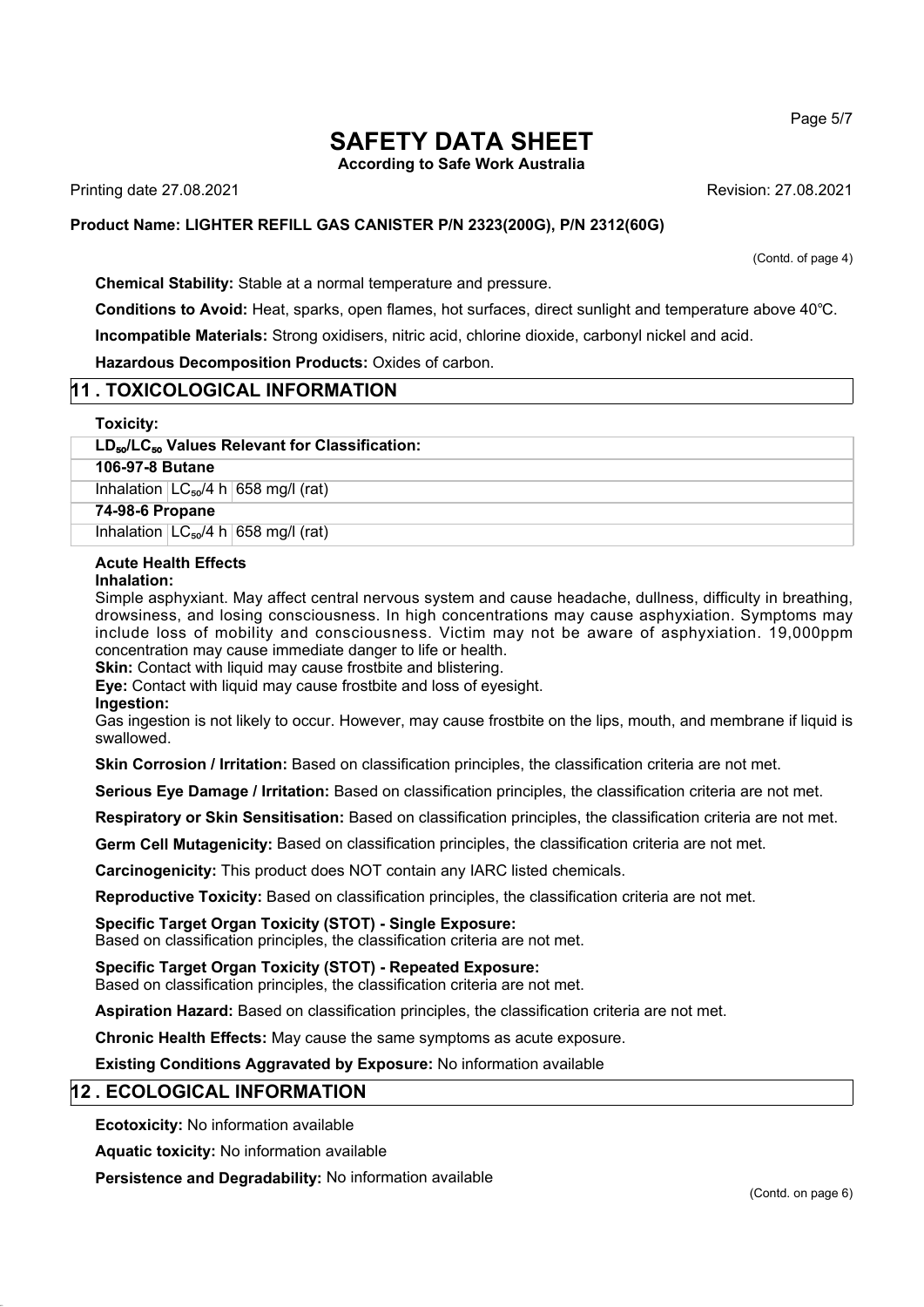# SAFETY DATA SHEET

**According to Safe Work Australia**

Printing date 27.08.2021 Revision: 27.08.2021

**Product Name: LIGHTER REFILL GAS CANISTER P/N 2323(200G), P/N 2312(60G)**

(Contd. of page 4)

**Chemical Stability:** Stable at a normal temperature and pressure.

**Conditions to Avoid:** Heat, sparks, open flames, hot surfaces, direct sunlight and temperature above 40℃.

**Incompatible Materials:** Strong oxidisers, nitric acid, chlorine dioxide, carbonyl nickel and acid.

**Hazardous Decomposition Products:** Oxides of carbon.

## 11 . TOXICOLOGICAL INFORMATION

**Toxicity:**

| | | |
|---|---|---|
| **$LD_{50}/LC_{50}$ Values Relevant for Classification:** | | |
| **106-97-8 Butane** | | |
| Inhalation | $LC_{50}$/4 h | 658 mg/l (rat) |
| **74-98-6 Propane** | | |
| Inhalation | $LC_{50}$/4 h | 658 mg/l (rat) |

**Acute Health Effects**

**Inhalation:**

Simple asphyxiant. May affect central nervous system and cause headache, dullness, difficulty in breathing, drowsiness, and losing consciousness. In high concentrations may cause asphyxiation. Symptoms may include loss of mobility and consciousness. Victim may not be aware of asphyxiation. 19,000ppm concentration may cause immediate danger to life or health.

**Skin:** Contact with liquid may cause frostbite and blistering.

**Eye:** Contact with liquid may cause frostbite and loss of eyesight.

**Ingestion:**

Gas ingestion is not likely to occur. However, may cause frostbite on the lips, mouth, and membrane if liquid is swallowed.

**Skin Corrosion / Irritation:** Based on classification principles, the classification criteria are not met.

**Serious Eye Damage / Irritation:** Based on classification principles, the classification criteria are not met.

**Respiratory or Skin Sensitisation:** Based on classification principles, the classification criteria are not met.

**Germ Cell Mutagenicity:** Based on classification principles, the classification criteria are not met.

**Carcinogenicity:** This product does NOT contain any IARC listed chemicals.

**Reproductive Toxicity:** Based on classification principles, the classification criteria are not met.

**Specific Target Organ Toxicity (STOT) - Single Exposure:**
Based on classification principles, the classification criteria are not met.

**Specific Target Organ Toxicity (STOT) - Repeated Exposure:**
Based on classification principles, the classification criteria are not met.

**Aspiration Hazard:** Based on classification principles, the classification criteria are not met.

**Chronic Health Effects:** May cause the same symptoms as acute exposure.

**Existing Conditions Aggravated by Exposure:** No information available

## 12 . ECOLOGICAL INFORMATION

**Ecotoxicity:** No information available

**Aquatic toxicity:** No information available

**Persistence and Degradability:** No information available

(Contd. on page 6)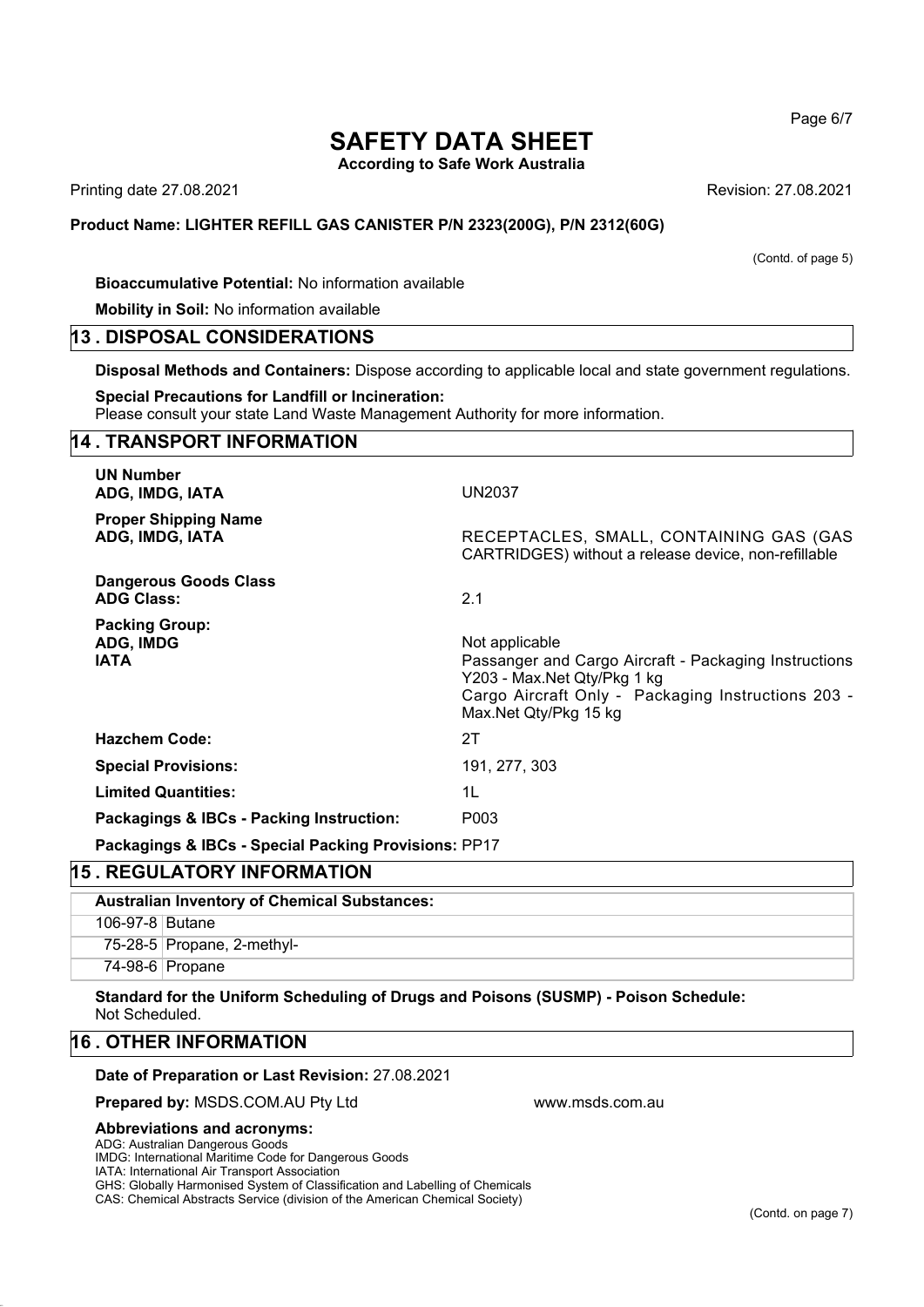(Contd. of page 5)

**Bioaccumulative Potential:** No information available

**Mobility in Soil:** No information available

## 13 . DISPOSAL CONSIDERATIONS

**Disposal Methods and Containers:** Dispose according to applicable local and state government regulations.

**Special Precautions for Landfill or Incineration:**
Please consult your state Land Waste Management Authority for more information.

## 14 . TRANSPORT INFORMATION

**UN Number**
**ADG, IMDG, IATA** — UN2037

**Proper Shipping Name**
**ADG, IMDG, IATA** — RECEPTACLES, SMALL, CONTAINING GAS (GAS CARTRIDGES) without a release device, non-refillable

**Dangerous Goods Class**
**ADG Class:** — 2.1

**Packing Group:**
**ADG, IMDG** — Not applicable
**IATA** — Passanger and Cargo Aircraft - Packaging Instructions Y203 - Max.Net Qty/Pkg 1 kg
Cargo Aircraft Only - Packaging Instructions 203 - Max.Net Qty/Pkg 15 kg

**Hazchem Code:** 2T

**Special Provisions:** 191, 277, 303

**Limited Quantities:** 1L

**Packagings & IBCs - Packing Instruction:** P003

**Packagings & IBCs - Special Packing Provisions:** PP17

## 15 . REGULATORY INFORMATION

| **Australian Inventory of Chemical Substances:** | |
|---|---|
| 106-97-8 | Butane |
| 75-28-5 | Propane, 2-methyl- |
| 74-98-6 | Propane |

**Standard for the Uniform Scheduling of Drugs and Poisons (SUSMP) - Poison Schedule:**
Not Scheduled.

## 16 . OTHER INFORMATION

**Date of Preparation or Last Revision:** 27.08.2021

**Prepared by:** MSDS.COM.AU Pty Ltd www.msds.com.au

**Abbreviations and acronyms:**
ADG: Australian Dangerous Goods
IMDG: International Maritime Code for Dangerous Goods
IATA: International Air Transport Association
GHS: Globally Harmonised System of Classification and Labelling of Chemicals
CAS: Chemical Abstracts Service (division of the American Chemical Society)

(Contd. on page 7)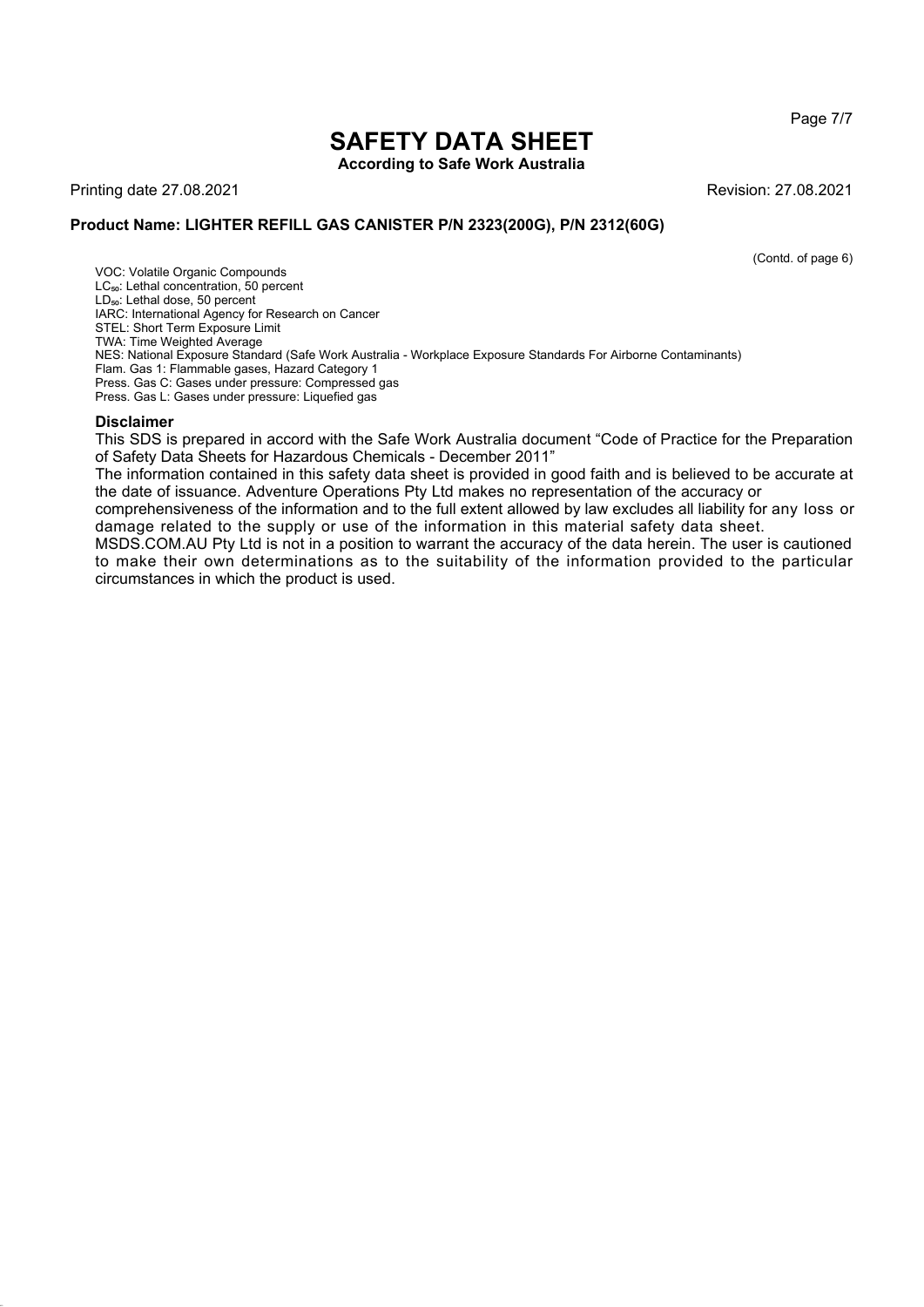(Contd. of page 6)

VOC: Volatile Organic Compounds
$LC_{50}$: Lethal concentration, 50 percent
$LD_{50}$: Lethal dose, 50 percent
IARC: International Agency for Research on Cancer
STEL: Short Term Exposure Limit
TWA: Time Weighted Average
NES: National Exposure Standard (Safe Work Australia - Workplace Exposure Standards For Airborne Contaminants)
Flam. Gas 1: Flammable gases, Hazard Category 1
Press. Gas C: Gases under pressure: Compressed gas
Press. Gas L: Gases under pressure: Liquefied gas

**Disclaimer**

This SDS is prepared in accord with the Safe Work Australia document "Code of Practice for the Preparation of Safety Data Sheets for Hazardous Chemicals - December 2011"
The information contained in this safety data sheet is provided in good faith and is believed to be accurate at the date of issuance. Adventure Operations Pty Ltd makes no representation of the accuracy or comprehensiveness of the information and to the full extent allowed by law excludes all liability for any loss or damage related to the supply or use of the information in this material safety data sheet.
MSDS.COM.AU Pty Ltd is not in a position to warrant the accuracy of the data herein. The user is cautioned to make their own determinations as to the suitability of the information provided to the particular circumstances in which the product is used.